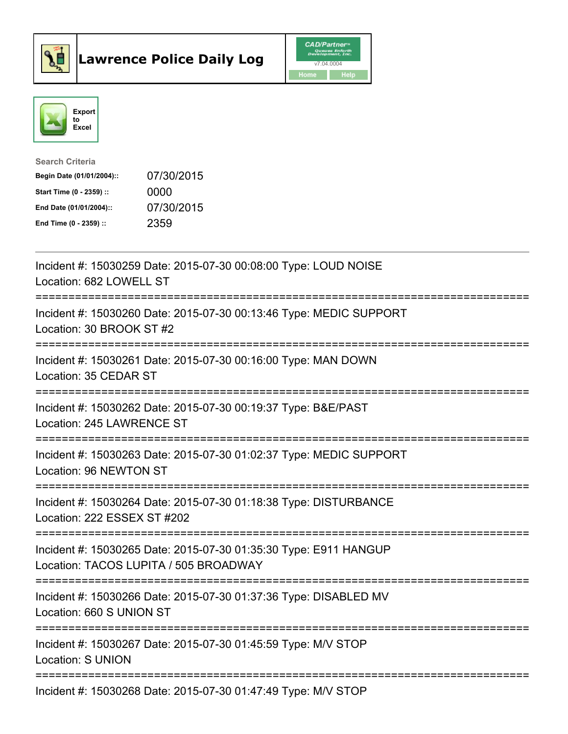# Lawrence Police Daily Log

Export to Excel

**Search Criteria**

| | |
|---|---|
| **Begin Date (01/01/2004)::** | 07/30/2015 |
| **Start Time (0 - 2359) ::** | 0000 |
| **End Date (01/01/2004)::** | 07/30/2015 |
| **End Time (0 - 2359) ::** | 2359 |

---

Incident #: 15030259 Date: 2015-07-30 00:08:00 Type: LOUD NOISE
Location: 682 LOWELL ST

===========================================================================

Incident #: 15030260 Date: 2015-07-30 00:13:46 Type: MEDIC SUPPORT
Location: 30 BROOK ST #2

===========================================================================

Incident #: 15030261 Date: 2015-07-30 00:16:00 Type: MAN DOWN
Location: 35 CEDAR ST

===========================================================================

Incident #: 15030262 Date: 2015-07-30 00:19:37 Type: B&E/PAST
Location: 245 LAWRENCE ST

===========================================================================

Incident #: 15030263 Date: 2015-07-30 01:02:37 Type: MEDIC SUPPORT
Location: 96 NEWTON ST

===========================================================================

Incident #: 15030264 Date: 2015-07-30 01:18:38 Type: DISTURBANCE
Location: 222 ESSEX ST #202

===========================================================================

Incident #: 15030265 Date: 2015-07-30 01:35:30 Type: E911 HANGUP
Location: TACOS LUPITA / 505 BROADWAY

===========================================================================

Incident #: 15030266 Date: 2015-07-30 01:37:36 Type: DISABLED MV
Location: 660 S UNION ST

===========================================================================

Incident #: 15030267 Date: 2015-07-30 01:45:59 Type: M/V STOP
Location: S UNION

===========================================================================

Incident #: 15030268 Date: 2015-07-30 01:47:49 Type: M/V STOP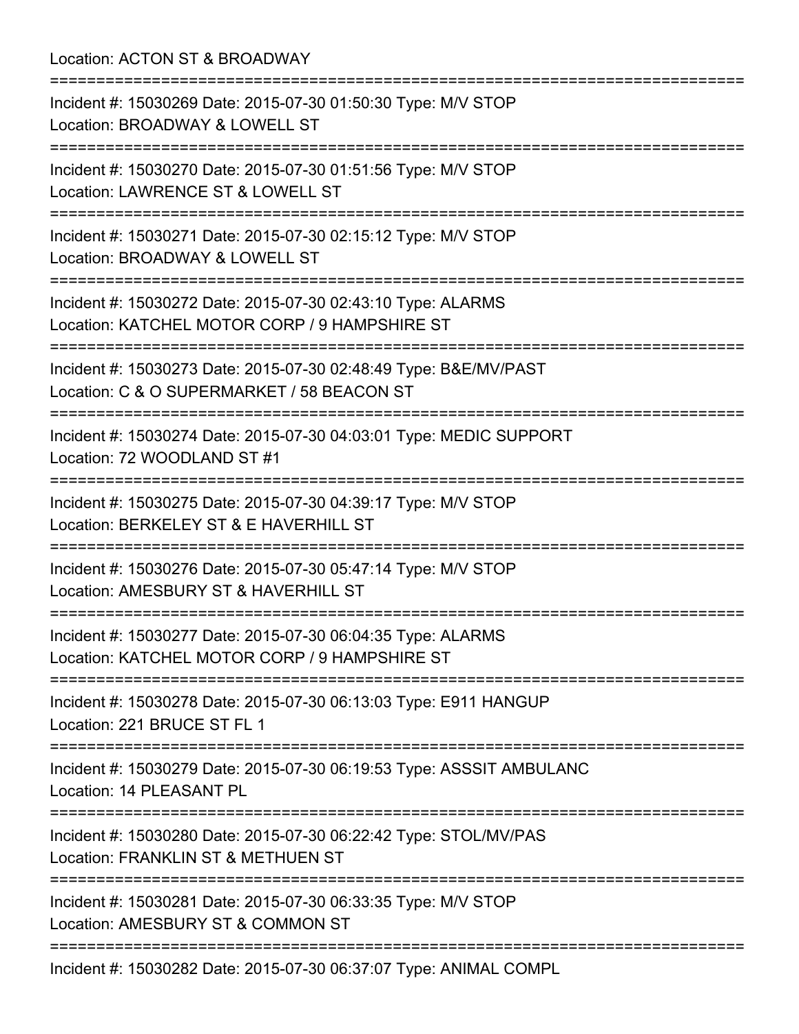Location: ACTON ST & BROADWAY

===========================================================================

Incident #: 15030269 Date: 2015-07-30 01:50:30 Type: M/V STOP
Location: BROADWAY & LOWELL ST

===========================================================================

Incident #: 15030270 Date: 2015-07-30 01:51:56 Type: M/V STOP
Location: LAWRENCE ST & LOWELL ST

===========================================================================

Incident #: 15030271 Date: 2015-07-30 02:15:12 Type: M/V STOP
Location: BROADWAY & LOWELL ST

===========================================================================

Incident #: 15030272 Date: 2015-07-30 02:43:10 Type: ALARMS
Location: KATCHEL MOTOR CORP / 9 HAMPSHIRE ST

===========================================================================

Incident #: 15030273 Date: 2015-07-30 02:48:49 Type: B&E/MV/PAST
Location: C & O SUPERMARKET / 58 BEACON ST

===========================================================================

Incident #: 15030274 Date: 2015-07-30 04:03:01 Type: MEDIC SUPPORT
Location: 72 WOODLAND ST #1

===========================================================================

Incident #: 15030275 Date: 2015-07-30 04:39:17 Type: M/V STOP
Location: BERKELEY ST & E HAVERHILL ST

===========================================================================

Incident #: 15030276 Date: 2015-07-30 05:47:14 Type: M/V STOP
Location: AMESBURY ST & HAVERHILL ST

===========================================================================

Incident #: 15030277 Date: 2015-07-30 06:04:35 Type: ALARMS
Location: KATCHEL MOTOR CORP / 9 HAMPSHIRE ST

===========================================================================

Incident #: 15030278 Date: 2015-07-30 06:13:03 Type: E911 HANGUP
Location: 221 BRUCE ST FL 1

===========================================================================

Incident #: 15030279 Date: 2015-07-30 06:19:53 Type: ASSSIT AMBULANC
Location: 14 PLEASANT PL

===========================================================================

Incident #: 15030280 Date: 2015-07-30 06:22:42 Type: STOL/MV/PAS
Location: FRANKLIN ST & METHUEN ST

===========================================================================

Incident #: 15030281 Date: 2015-07-30 06:33:35 Type: M/V STOP
Location: AMESBURY ST & COMMON ST

===========================================================================

Incident #: 15030282 Date: 2015-07-30 06:37:07 Type: ANIMAL COMPL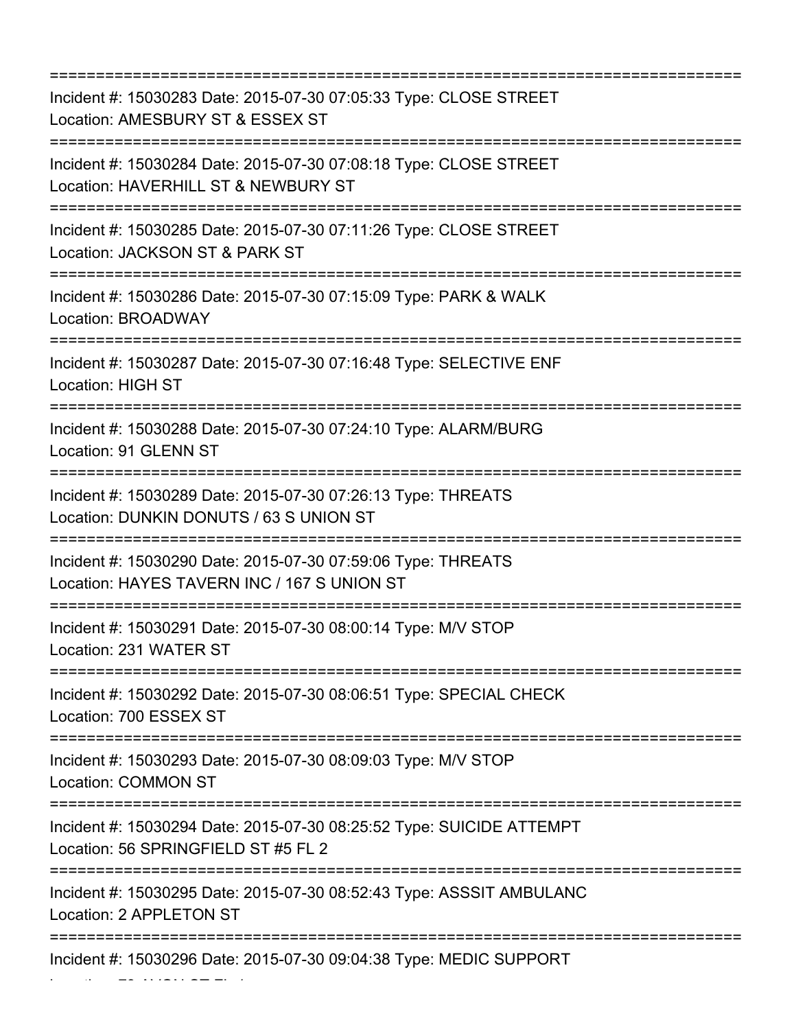===========================================================================
Incident #: 15030283 Date: 2015-07-30 07:05:33 Type: CLOSE STREET
Location: AMESBURY ST & ESSEX ST
===========================================================================
Incident #: 15030284 Date: 2015-07-30 07:08:18 Type: CLOSE STREET
Location: HAVERHILL ST & NEWBURY ST
===========================================================================
Incident #: 15030285 Date: 2015-07-30 07:11:26 Type: CLOSE STREET
Location: JACKSON ST & PARK ST
===========================================================================
Incident #: 15030286 Date: 2015-07-30 07:15:09 Type: PARK & WALK
Location: BROADWAY
===========================================================================
Incident #: 15030287 Date: 2015-07-30 07:16:48 Type: SELECTIVE ENF
Location: HIGH ST
===========================================================================
Incident #: 15030288 Date: 2015-07-30 07:24:10 Type: ALARM/BURG
Location: 91 GLENN ST
===========================================================================
Incident #: 15030289 Date: 2015-07-30 07:26:13 Type: THREATS
Location: DUNKIN DONUTS / 63 S UNION ST
===========================================================================
Incident #: 15030290 Date: 2015-07-30 07:59:06 Type: THREATS
Location: HAYES TAVERN INC / 167 S UNION ST
===========================================================================
Incident #: 15030291 Date: 2015-07-30 08:00:14 Type: M/V STOP
Location: 231 WATER ST
===========================================================================
Incident #: 15030292 Date: 2015-07-30 08:06:51 Type: SPECIAL CHECK
Location: 700 ESSEX ST
===========================================================================
Incident #: 15030293 Date: 2015-07-30 08:09:03 Type: M/V STOP
Location: COMMON ST
===========================================================================
Incident #: 15030294 Date: 2015-07-30 08:25:52 Type: SUICIDE ATTEMPT
Location: 56 SPRINGFIELD ST #5 FL 2
===========================================================================
Incident #: 15030295 Date: 2015-07-30 08:52:43 Type: ASSSIT AMBULANC
Location: 2 APPLETON ST
===========================================================================
Incident #: 15030296 Date: 2015-07-30 09:04:38 Type: MEDIC SUPPORT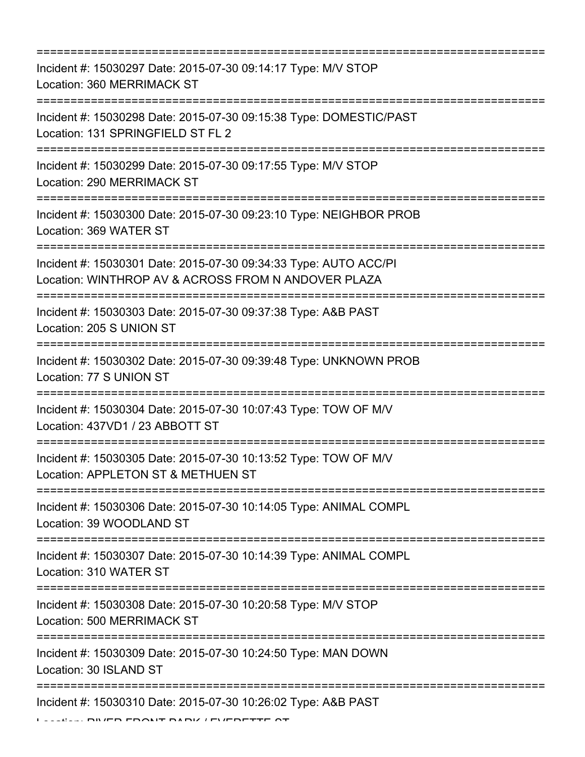===========================================================================

Incident #: 15030297 Date: 2015-07-30 09:14:17 Type: M/V STOP
Location: 360 MERRIMACK ST

===========================================================================

Incident #: 15030298 Date: 2015-07-30 09:15:38 Type: DOMESTIC/PAST
Location: 131 SPRINGFIELD ST FL 2

===========================================================================

Incident #: 15030299 Date: 2015-07-30 09:17:55 Type: M/V STOP
Location: 290 MERRIMACK ST

===========================================================================

Incident #: 15030300 Date: 2015-07-30 09:23:10 Type: NEIGHBOR PROB
Location: 369 WATER ST

===========================================================================

Incident #: 15030301 Date: 2015-07-30 09:34:33 Type: AUTO ACC/PI
Location: WINTHROP AV & ACROSS FROM N ANDOVER PLAZA

===========================================================================

Incident #: 15030303 Date: 2015-07-30 09:37:38 Type: A&B PAST
Location: 205 S UNION ST

===========================================================================

Incident #: 15030302 Date: 2015-07-30 09:39:48 Type: UNKNOWN PROB
Location: 77 S UNION ST

===========================================================================

Incident #: 15030304 Date: 2015-07-30 10:07:43 Type: TOW OF M/V
Location: 437VD1 / 23 ABBOTT ST

===========================================================================

Incident #: 15030305 Date: 2015-07-30 10:13:52 Type: TOW OF M/V
Location: APPLETON ST & METHUEN ST

===========================================================================

Incident #: 15030306 Date: 2015-07-30 10:14:05 Type: ANIMAL COMPL
Location: 39 WOODLAND ST

===========================================================================

Incident #: 15030307 Date: 2015-07-30 10:14:39 Type: ANIMAL COMPL
Location: 310 WATER ST

===========================================================================

Incident #: 15030308 Date: 2015-07-30 10:20:58 Type: M/V STOP
Location: 500 MERRIMACK ST

===========================================================================

Incident #: 15030309 Date: 2015-07-30 10:24:50 Type: MAN DOWN
Location: 30 ISLAND ST

===========================================================================

Incident #: 15030310 Date: 2015-07-30 10:26:02 Type: A&B PAST
Location: RIVER FRONT PARK / EVERETTE ST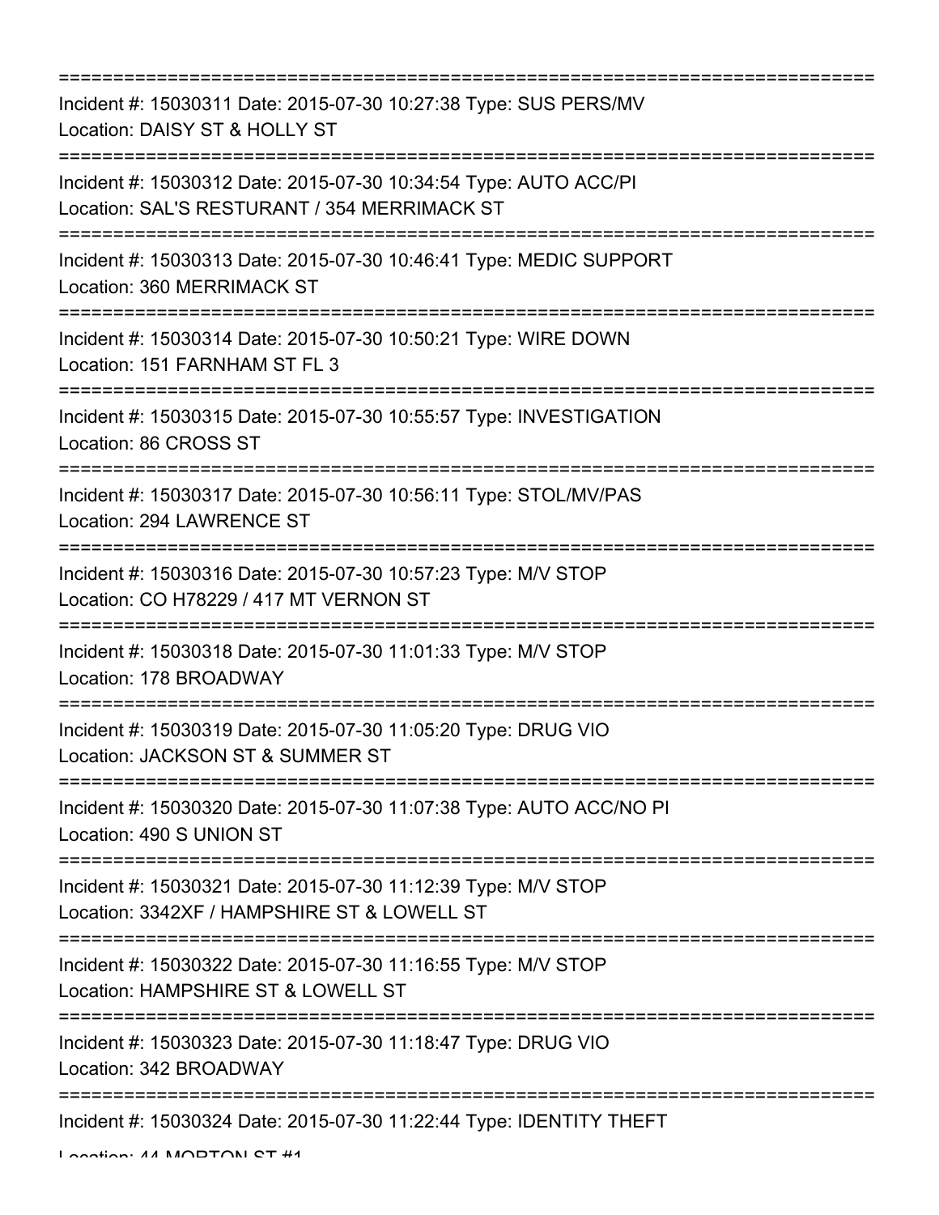===========================================================================

Incident #: 15030311 Date: 2015-07-30 10:27:38 Type: SUS PERS/MV
Location: DAISY ST & HOLLY ST

===========================================================================

Incident #: 15030312 Date: 2015-07-30 10:34:54 Type: AUTO ACC/PI
Location: SAL'S RESTURANT / 354 MERRIMACK ST

===========================================================================

Incident #: 15030313 Date: 2015-07-30 10:46:41 Type: MEDIC SUPPORT
Location: 360 MERRIMACK ST

===========================================================================

Incident #: 15030314 Date: 2015-07-30 10:50:21 Type: WIRE DOWN
Location: 151 FARNHAM ST FL 3

===========================================================================

Incident #: 15030315 Date: 2015-07-30 10:55:57 Type: INVESTIGATION
Location: 86 CROSS ST

===========================================================================

Incident #: 15030317 Date: 2015-07-30 10:56:11 Type: STOL/MV/PAS
Location: 294 LAWRENCE ST

===========================================================================

Incident #: 15030316 Date: 2015-07-30 10:57:23 Type: M/V STOP
Location: CO H78229 / 417 MT VERNON ST

===========================================================================

Incident #: 15030318 Date: 2015-07-30 11:01:33 Type: M/V STOP
Location: 178 BROADWAY

===========================================================================

Incident #: 15030319 Date: 2015-07-30 11:05:20 Type: DRUG VIO
Location: JACKSON ST & SUMMER ST

===========================================================================

Incident #: 15030320 Date: 2015-07-30 11:07:38 Type: AUTO ACC/NO PI
Location: 490 S UNION ST

===========================================================================

Incident #: 15030321 Date: 2015-07-30 11:12:39 Type: M/V STOP
Location: 3342XF / HAMPSHIRE ST & LOWELL ST

===========================================================================

Incident #: 15030322 Date: 2015-07-30 11:16:55 Type: M/V STOP
Location: HAMPSHIRE ST & LOWELL ST

===========================================================================

Incident #: 15030323 Date: 2015-07-30 11:18:47 Type: DRUG VIO
Location: 342 BROADWAY

===========================================================================

Incident #: 15030324 Date: 2015-07-30 11:22:44 Type: IDENTITY THEFT
Location: 44 MORTON ST #1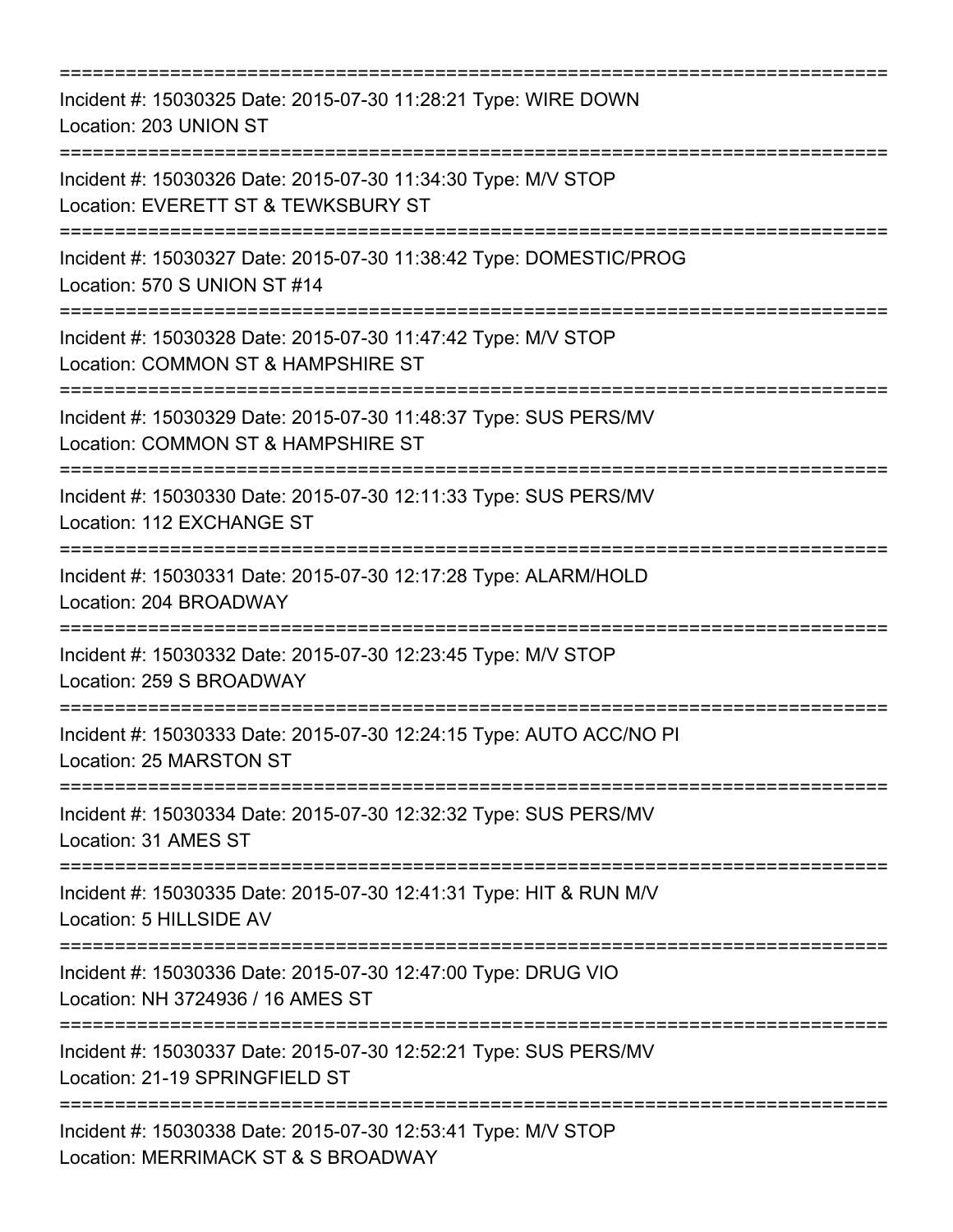===========================================================================

Incident #: 15030325 Date: 2015-07-30 11:28:21 Type: WIRE DOWN
Location: 203 UNION ST

===========================================================================

Incident #: 15030326 Date: 2015-07-30 11:34:30 Type: M/V STOP
Location: EVERETT ST & TEWKSBURY ST

===========================================================================

Incident #: 15030327 Date: 2015-07-30 11:38:42 Type: DOMESTIC/PROG
Location: 570 S UNION ST #14

===========================================================================

Incident #: 15030328 Date: 2015-07-30 11:47:42 Type: M/V STOP
Location: COMMON ST & HAMPSHIRE ST

===========================================================================

Incident #: 15030329 Date: 2015-07-30 11:48:37 Type: SUS PERS/MV
Location: COMMON ST & HAMPSHIRE ST

===========================================================================

Incident #: 15030330 Date: 2015-07-30 12:11:33 Type: SUS PERS/MV
Location: 112 EXCHANGE ST

===========================================================================

Incident #: 15030331 Date: 2015-07-30 12:17:28 Type: ALARM/HOLD
Location: 204 BROADWAY

===========================================================================

Incident #: 15030332 Date: 2015-07-30 12:23:45 Type: M/V STOP
Location: 259 S BROADWAY

===========================================================================

Incident #: 15030333 Date: 2015-07-30 12:24:15 Type: AUTO ACC/NO PI
Location: 25 MARSTON ST

===========================================================================

Incident #: 15030334 Date: 2015-07-30 12:32:32 Type: SUS PERS/MV
Location: 31 AMES ST

===========================================================================

Incident #: 15030335 Date: 2015-07-30 12:41:31 Type: HIT & RUN M/V
Location: 5 HILLSIDE AV

===========================================================================

Incident #: 15030336 Date: 2015-07-30 12:47:00 Type: DRUG VIO
Location: NH 3724936 / 16 AMES ST

===========================================================================

Incident #: 15030337 Date: 2015-07-30 12:52:21 Type: SUS PERS/MV
Location: 21-19 SPRINGFIELD ST

===========================================================================

Incident #: 15030338 Date: 2015-07-30 12:53:41 Type: M/V STOP
Location: MERRIMACK ST & S BROADWAY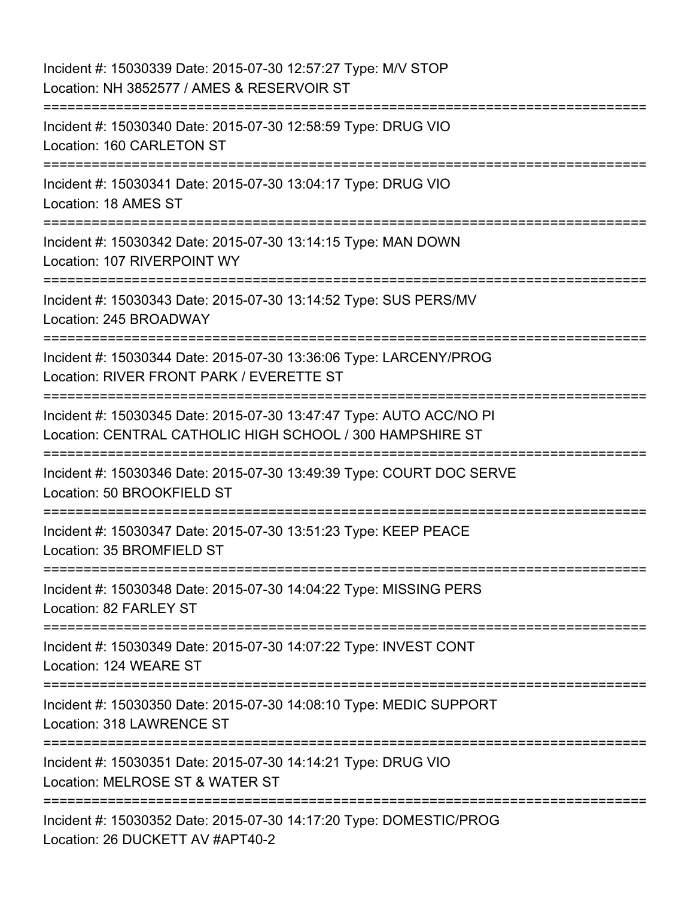Incident #: 15030339 Date: 2015-07-30 12:57:27 Type: M/V STOP
Location: NH 3852577 / AMES & RESERVOIR ST

===========================================================================

Incident #: 15030340 Date: 2015-07-30 12:58:59 Type: DRUG VIO
Location: 160 CARLETON ST

===========================================================================

Incident #: 15030341 Date: 2015-07-30 13:04:17 Type: DRUG VIO
Location: 18 AMES ST

===========================================================================

Incident #: 15030342 Date: 2015-07-30 13:14:15 Type: MAN DOWN
Location: 107 RIVERPOINT WY

===========================================================================

Incident #: 15030343 Date: 2015-07-30 13:14:52 Type: SUS PERS/MV
Location: 245 BROADWAY

===========================================================================

Incident #: 15030344 Date: 2015-07-30 13:36:06 Type: LARCENY/PROG
Location: RIVER FRONT PARK / EVERETTE ST

===========================================================================

Incident #: 15030345 Date: 2015-07-30 13:47:47 Type: AUTO ACC/NO PI
Location: CENTRAL CATHOLIC HIGH SCHOOL / 300 HAMPSHIRE ST

===========================================================================

Incident #: 15030346 Date: 2015-07-30 13:49:39 Type: COURT DOC SERVE
Location: 50 BROOKFIELD ST

===========================================================================

Incident #: 15030347 Date: 2015-07-30 13:51:23 Type: KEEP PEACE
Location: 35 BROMFIELD ST

===========================================================================

Incident #: 15030348 Date: 2015-07-30 14:04:22 Type: MISSING PERS
Location: 82 FARLEY ST

===========================================================================

Incident #: 15030349 Date: 2015-07-30 14:07:22 Type: INVEST CONT
Location: 124 WEARE ST

===========================================================================

Incident #: 15030350 Date: 2015-07-30 14:08:10 Type: MEDIC SUPPORT
Location: 318 LAWRENCE ST

===========================================================================

Incident #: 15030351 Date: 2015-07-30 14:14:21 Type: DRUG VIO
Location: MELROSE ST & WATER ST

===========================================================================

Incident #: 15030352 Date: 2015-07-30 14:17:20 Type: DOMESTIC/PROG
Location: 26 DUCKETT AV #APT40-2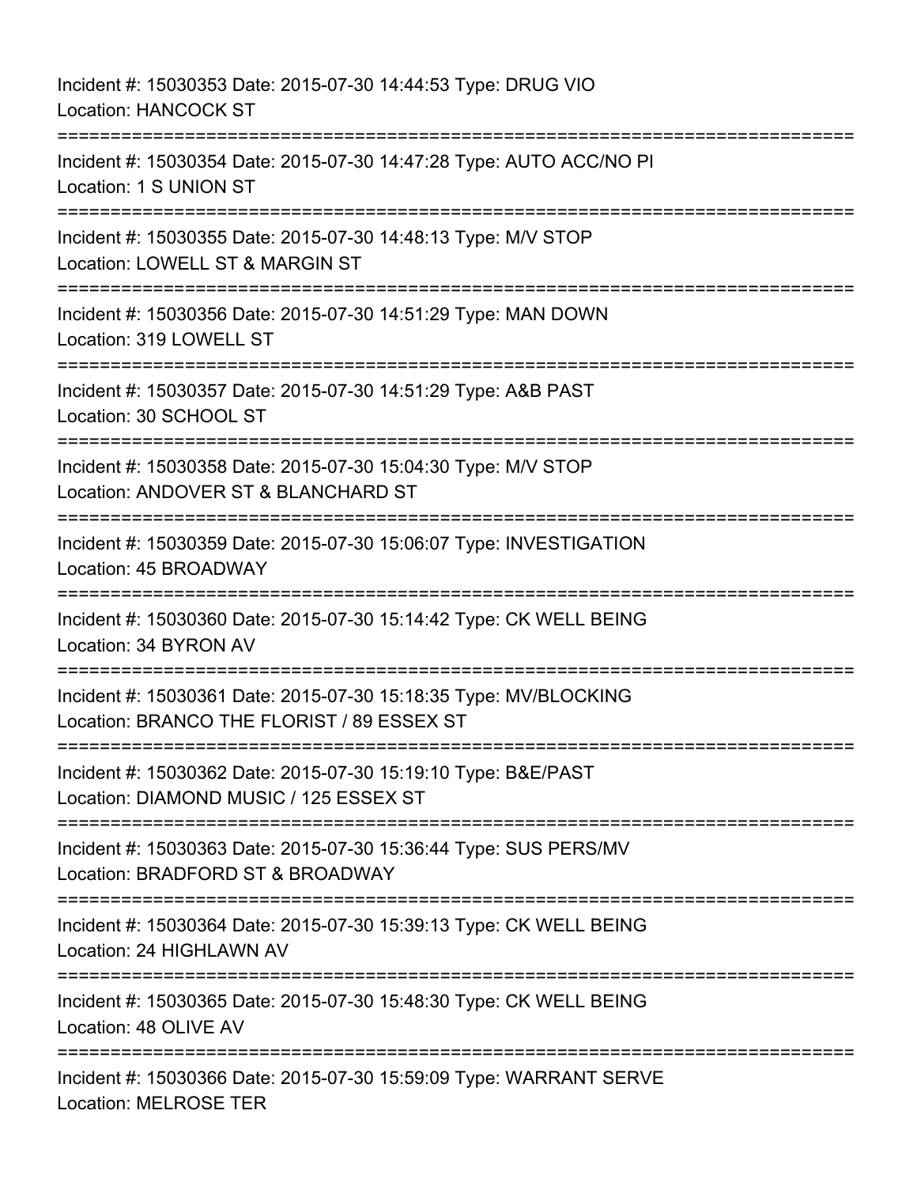Incident #: 15030353 Date: 2015-07-30 14:44:53 Type: DRUG VIO
Location: HANCOCK ST

===========================================================================

Incident #: 15030354 Date: 2015-07-30 14:47:28 Type: AUTO ACC/NO PI
Location: 1 S UNION ST

===========================================================================

Incident #: 15030355 Date: 2015-07-30 14:48:13 Type: M/V STOP
Location: LOWELL ST & MARGIN ST

===========================================================================

Incident #: 15030356 Date: 2015-07-30 14:51:29 Type: MAN DOWN
Location: 319 LOWELL ST

===========================================================================

Incident #: 15030357 Date: 2015-07-30 14:51:29 Type: A&B PAST
Location: 30 SCHOOL ST

===========================================================================

Incident #: 15030358 Date: 2015-07-30 15:04:30 Type: M/V STOP
Location: ANDOVER ST & BLANCHARD ST

===========================================================================

Incident #: 15030359 Date: 2015-07-30 15:06:07 Type: INVESTIGATION
Location: 45 BROADWAY

===========================================================================

Incident #: 15030360 Date: 2015-07-30 15:14:42 Type: CK WELL BEING
Location: 34 BYRON AV

===========================================================================

Incident #: 15030361 Date: 2015-07-30 15:18:35 Type: MV/BLOCKING
Location: BRANCO THE FLORIST / 89 ESSEX ST

===========================================================================

Incident #: 15030362 Date: 2015-07-30 15:19:10 Type: B&E/PAST
Location: DIAMOND MUSIC / 125 ESSEX ST

===========================================================================

Incident #: 15030363 Date: 2015-07-30 15:36:44 Type: SUS PERS/MV
Location: BRADFORD ST & BROADWAY

===========================================================================

Incident #: 15030364 Date: 2015-07-30 15:39:13 Type: CK WELL BEING
Location: 24 HIGHLAWN AV

===========================================================================

Incident #: 15030365 Date: 2015-07-30 15:48:30 Type: CK WELL BEING
Location: 48 OLIVE AV

===========================================================================

Incident #: 15030366 Date: 2015-07-30 15:59:09 Type: WARRANT SERVE
Location: MELROSE TER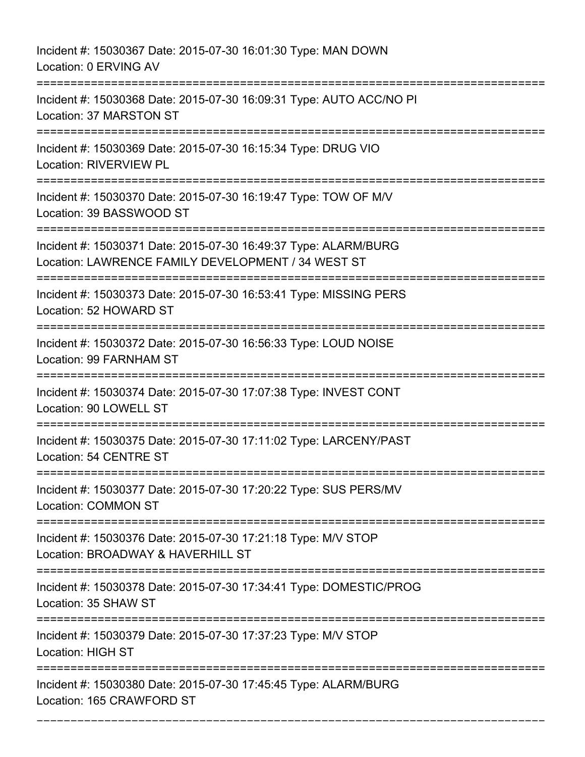Incident #: 15030367 Date: 2015-07-30 16:01:30 Type: MAN DOWN
Location: 0 ERVING AV

===========================================================================

Incident #: 15030368 Date: 2015-07-30 16:09:31 Type: AUTO ACC/NO PI
Location: 37 MARSTON ST

===========================================================================

Incident #: 15030369 Date: 2015-07-30 16:15:34 Type: DRUG VIO
Location: RIVERVIEW PL

===========================================================================

Incident #: 15030370 Date: 2015-07-30 16:19:47 Type: TOW OF M/V
Location: 39 BASSWOOD ST

===========================================================================

Incident #: 15030371 Date: 2015-07-30 16:49:37 Type: ALARM/BURG
Location: LAWRENCE FAMILY DEVELOPMENT / 34 WEST ST

===========================================================================

Incident #: 15030373 Date: 2015-07-30 16:53:41 Type: MISSING PERS
Location: 52 HOWARD ST

===========================================================================

Incident #: 15030372 Date: 2015-07-30 16:56:33 Type: LOUD NOISE
Location: 99 FARNHAM ST

===========================================================================

Incident #: 15030374 Date: 2015-07-30 17:07:38 Type: INVEST CONT
Location: 90 LOWELL ST

===========================================================================

Incident #: 15030375 Date: 2015-07-30 17:11:02 Type: LARCENY/PAST
Location: 54 CENTRE ST

===========================================================================

Incident #: 15030377 Date: 2015-07-30 17:20:22 Type: SUS PERS/MV
Location: COMMON ST

===========================================================================

Incident #: 15030376 Date: 2015-07-30 17:21:18 Type: M/V STOP
Location: BROADWAY & HAVERHILL ST

===========================================================================

Incident #: 15030378 Date: 2015-07-30 17:34:41 Type: DOMESTIC/PROG
Location: 35 SHAW ST

===========================================================================

Incident #: 15030379 Date: 2015-07-30 17:37:23 Type: M/V STOP
Location: HIGH ST

===========================================================================

Incident #: 15030380 Date: 2015-07-30 17:45:45 Type: ALARM/BURG
Location: 165 CRAWFORD ST

===========================================================================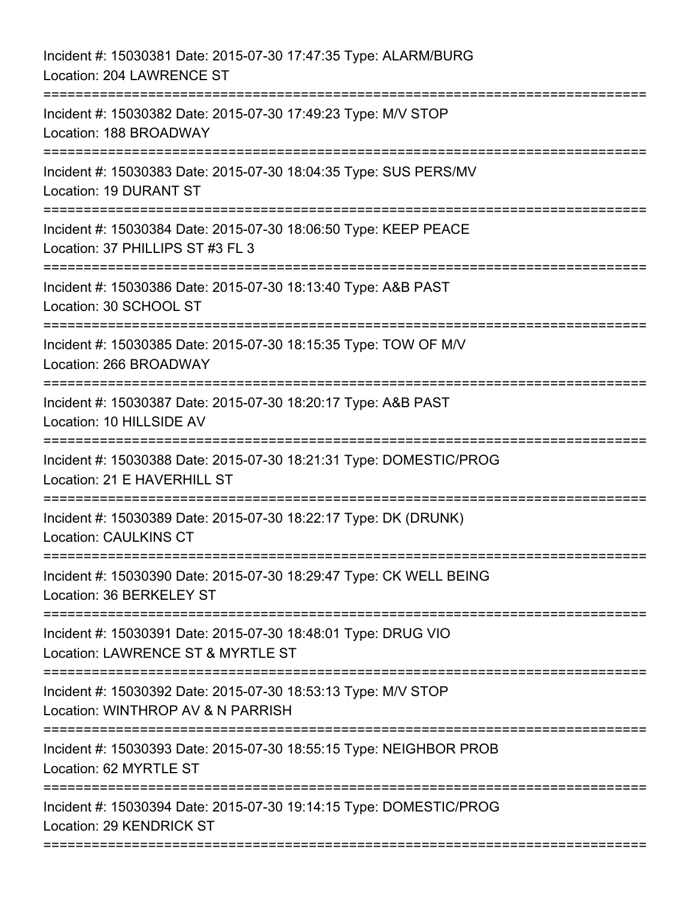Incident #: 15030381 Date: 2015-07-30 17:47:35 Type: ALARM/BURG
Location: 204 LAWRENCE ST

===========================================================================

Incident #: 15030382 Date: 2015-07-30 17:49:23 Type: M/V STOP
Location: 188 BROADWAY

===========================================================================

Incident #: 15030383 Date: 2015-07-30 18:04:35 Type: SUS PERS/MV
Location: 19 DURANT ST

===========================================================================

Incident #: 15030384 Date: 2015-07-30 18:06:50 Type: KEEP PEACE
Location: 37 PHILLIPS ST #3 FL 3

===========================================================================

Incident #: 15030386 Date: 2015-07-30 18:13:40 Type: A&B PAST
Location: 30 SCHOOL ST

===========================================================================

Incident #: 15030385 Date: 2015-07-30 18:15:35 Type: TOW OF M/V
Location: 266 BROADWAY

===========================================================================

Incident #: 15030387 Date: 2015-07-30 18:20:17 Type: A&B PAST
Location: 10 HILLSIDE AV

===========================================================================

Incident #: 15030388 Date: 2015-07-30 18:21:31 Type: DOMESTIC/PROG
Location: 21 E HAVERHILL ST

===========================================================================

Incident #: 15030389 Date: 2015-07-30 18:22:17 Type: DK (DRUNK)
Location: CAULKINS CT

===========================================================================

Incident #: 15030390 Date: 2015-07-30 18:29:47 Type: CK WELL BEING
Location: 36 BERKELEY ST

===========================================================================

Incident #: 15030391 Date: 2015-07-30 18:48:01 Type: DRUG VIO
Location: LAWRENCE ST & MYRTLE ST

===========================================================================

Incident #: 15030392 Date: 2015-07-30 18:53:13 Type: M/V STOP
Location: WINTHROP AV & N PARRISH

===========================================================================

Incident #: 15030393 Date: 2015-07-30 18:55:15 Type: NEIGHBOR PROB
Location: 62 MYRTLE ST

===========================================================================

Incident #: 15030394 Date: 2015-07-30 19:14:15 Type: DOMESTIC/PROG
Location: 29 KENDRICK ST

===========================================================================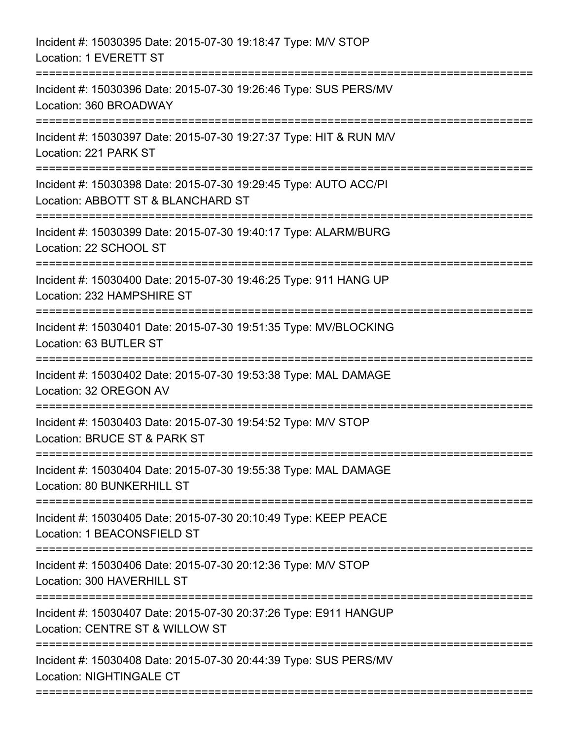Incident #: 15030395 Date: 2015-07-30 19:18:47 Type: M/V STOP
Location: 1 EVERETT ST

===========================================================================

Incident #: 15030396 Date: 2015-07-30 19:26:46 Type: SUS PERS/MV
Location: 360 BROADWAY

===========================================================================

Incident #: 15030397 Date: 2015-07-30 19:27:37 Type: HIT & RUN M/V
Location: 221 PARK ST

===========================================================================

Incident #: 15030398 Date: 2015-07-30 19:29:45 Type: AUTO ACC/PI
Location: ABBOTT ST & BLANCHARD ST

===========================================================================

Incident #: 15030399 Date: 2015-07-30 19:40:17 Type: ALARM/BURG
Location: 22 SCHOOL ST

===========================================================================

Incident #: 15030400 Date: 2015-07-30 19:46:25 Type: 911 HANG UP
Location: 232 HAMPSHIRE ST

===========================================================================

Incident #: 15030401 Date: 2015-07-30 19:51:35 Type: MV/BLOCKING
Location: 63 BUTLER ST

===========================================================================

Incident #: 15030402 Date: 2015-07-30 19:53:38 Type: MAL DAMAGE
Location: 32 OREGON AV

===========================================================================

Incident #: 15030403 Date: 2015-07-30 19:54:52 Type: M/V STOP
Location: BRUCE ST & PARK ST

===========================================================================

Incident #: 15030404 Date: 2015-07-30 19:55:38 Type: MAL DAMAGE
Location: 80 BUNKERHILL ST

===========================================================================

Incident #: 15030405 Date: 2015-07-30 20:10:49 Type: KEEP PEACE
Location: 1 BEACONSFIELD ST

===========================================================================

Incident #: 15030406 Date: 2015-07-30 20:12:36 Type: M/V STOP
Location: 300 HAVERHILL ST

===========================================================================

Incident #: 15030407 Date: 2015-07-30 20:37:26 Type: E911 HANGUP
Location: CENTRE ST & WILLOW ST

===========================================================================

Incident #: 15030408 Date: 2015-07-30 20:44:39 Type: SUS PERS/MV
Location: NIGHTINGALE CT

===========================================================================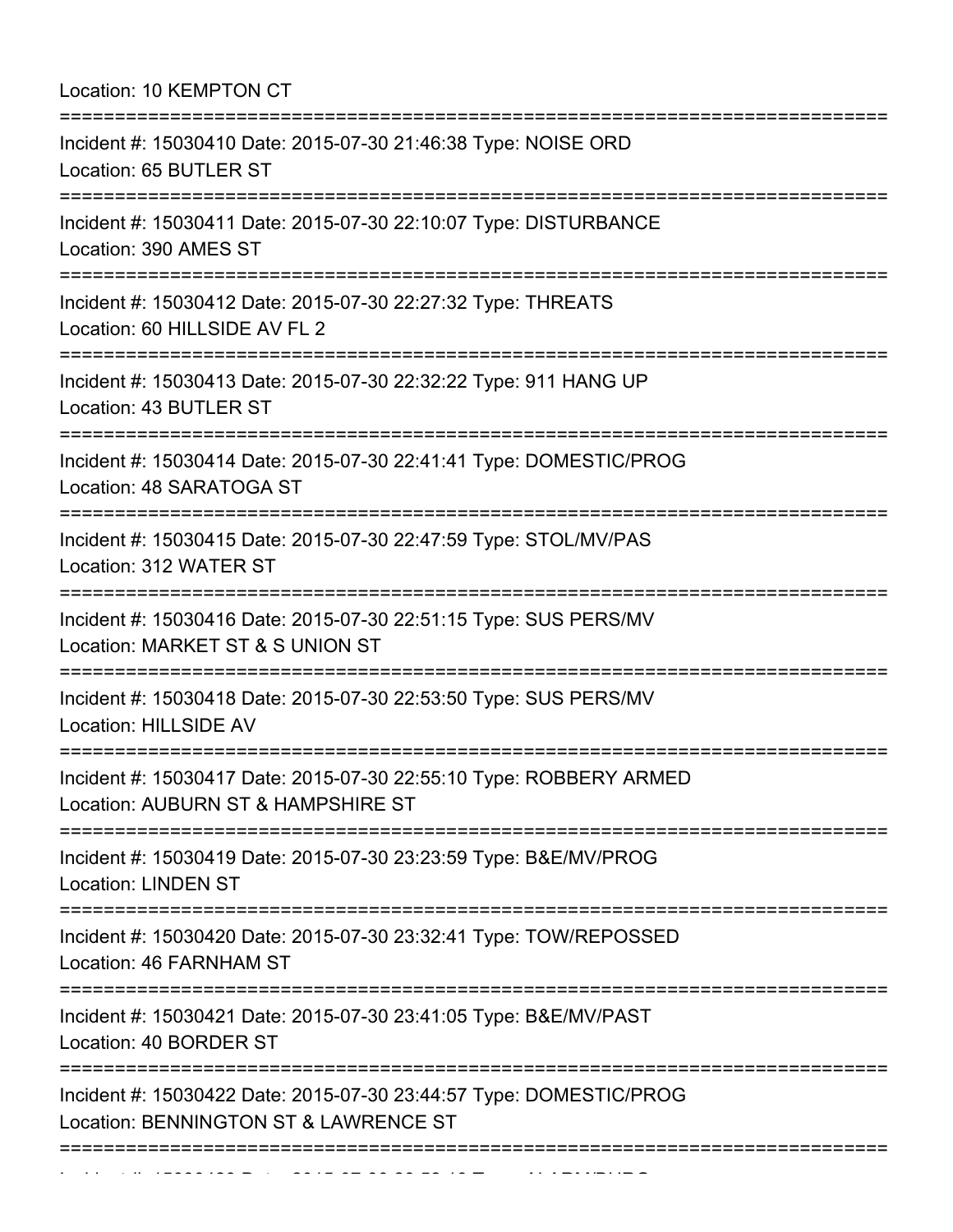Location: 10 KEMPTON CT

===========================================================================

Incident #: 15030410 Date: 2015-07-30 21:46:38 Type: NOISE ORD
Location: 65 BUTLER ST

===========================================================================

Incident #: 15030411 Date: 2015-07-30 22:10:07 Type: DISTURBANCE
Location: 390 AMES ST

===========================================================================

Incident #: 15030412 Date: 2015-07-30 22:27:32 Type: THREATS
Location: 60 HILLSIDE AV FL 2

===========================================================================

Incident #: 15030413 Date: 2015-07-30 22:32:22 Type: 911 HANG UP
Location: 43 BUTLER ST

===========================================================================

Incident #: 15030414 Date: 2015-07-30 22:41:41 Type: DOMESTIC/PROG
Location: 48 SARATOGA ST

===========================================================================

Incident #: 15030415 Date: 2015-07-30 22:47:59 Type: STOL/MV/PAS
Location: 312 WATER ST

===========================================================================

Incident #: 15030416 Date: 2015-07-30 22:51:15 Type: SUS PERS/MV
Location: MARKET ST & S UNION ST

===========================================================================

Incident #: 15030418 Date: 2015-07-30 22:53:50 Type: SUS PERS/MV
Location: HILLSIDE AV

===========================================================================

Incident #: 15030417 Date: 2015-07-30 22:55:10 Type: ROBBERY ARMED
Location: AUBURN ST & HAMPSHIRE ST

===========================================================================

Incident #: 15030419 Date: 2015-07-30 23:23:59 Type: B&E/MV/PROG
Location: LINDEN ST

===========================================================================

Incident #: 15030420 Date: 2015-07-30 23:32:41 Type: TOW/REPOSSED
Location: 46 FARNHAM ST

===========================================================================

Incident #: 15030421 Date: 2015-07-30 23:41:05 Type: B&E/MV/PAST
Location: 40 BORDER ST

===========================================================================

Incident #: 15030422 Date: 2015-07-30 23:44:57 Type: DOMESTIC/PROG
Location: BENNINGTON ST & LAWRENCE ST

===========================================================================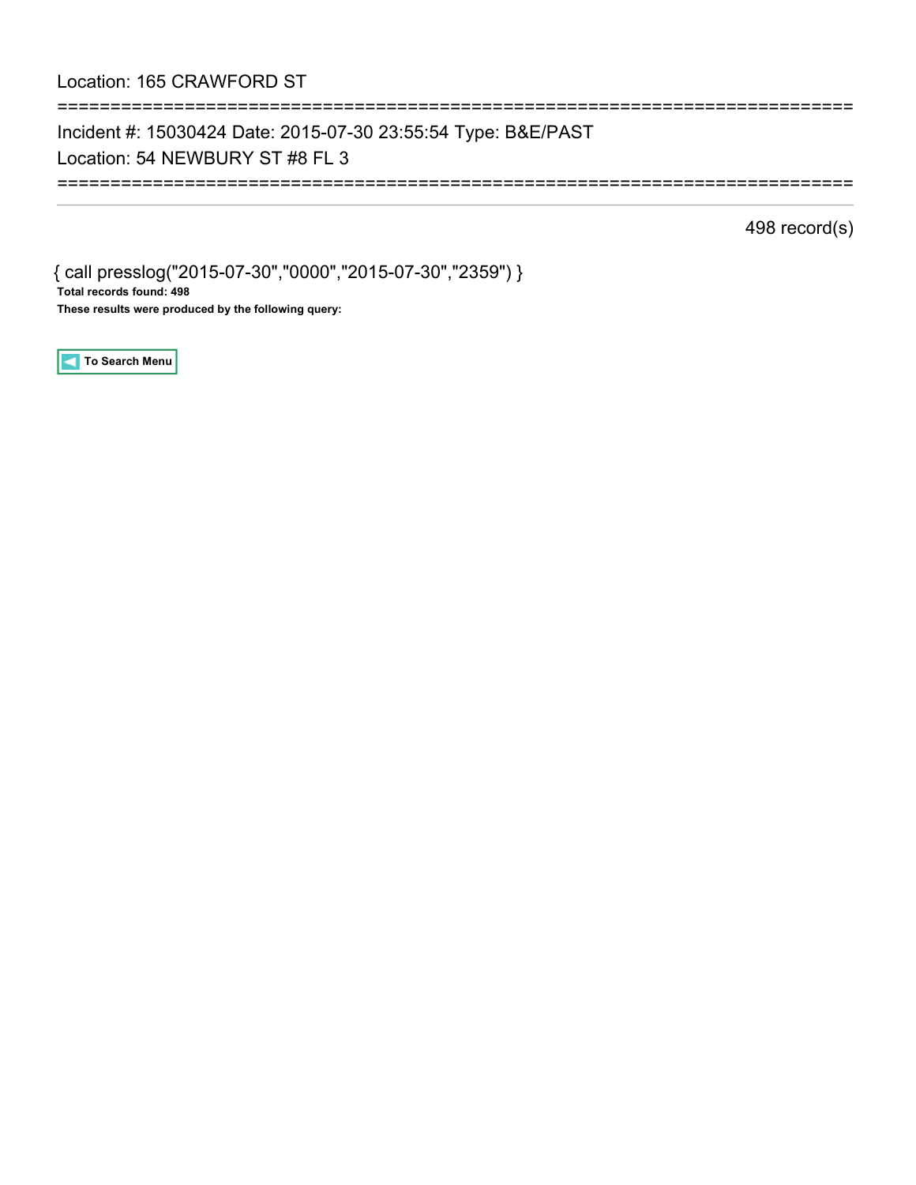Location: 165 CRAWFORD ST

===========================================================================

Incident #: 15030424 Date: 2015-07-30 23:55:54 Type: B&E/PAST

Location: 54 NEWBURY ST #8 FL 3

===========================================================================

---

498 record(s)

{ call presslog("2015-07-30","0000","2015-07-30","2359") }

**Total records found: 498**

**These results were produced by the following query:**

**To Search Menu**